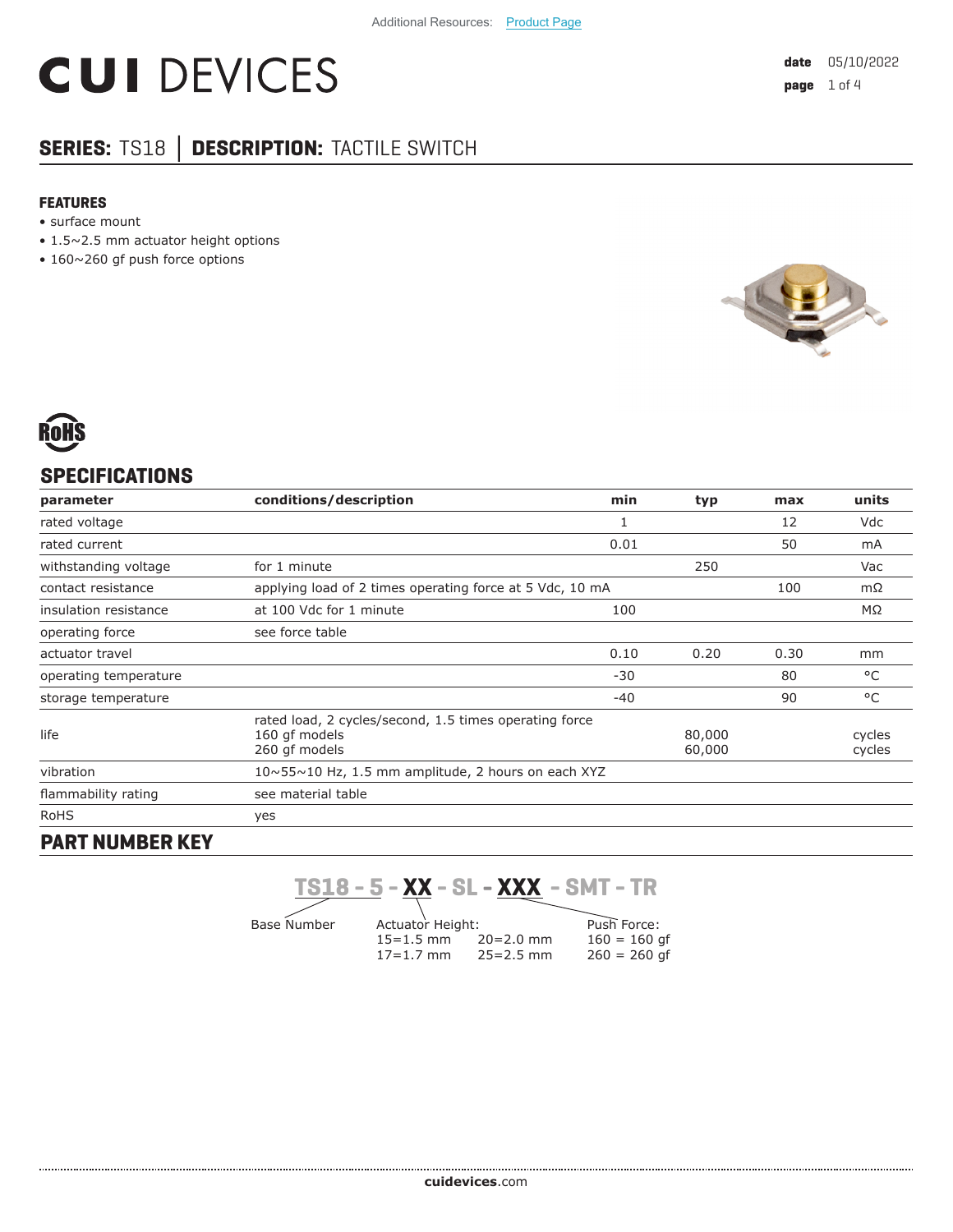Additional Resources: Product Page

# CUI DEVICES

**date** 05/10/2022

## SERIES: TS18 │ DESCRIPTION: TACTILE SWITCH

### FEATURES

- surface mount
- 1.5~2.5 mm actuator height options
- 160~260 gf push force options

RoHS

## SPECIFICATIONS

| parameter | conditions/description | min | typ | max | units |
|---|---|---|---|---|---|
| rated voltage | | 1 | | 12 | Vdc |
| rated current | | 0.01 | | 50 | mA |
| withstanding voltage | for 1 minute | | 250 | | Vac |
| contact resistance | applying load of 2 times operating force at 5 Vdc, 10 mA | | | 100 | mΩ |
| insulation resistance | at 100 Vdc for 1 minute | 100 | | | MΩ |
| operating force | see force table | | | | |
| actuator travel | | 0.10 | 0.20 | 0.30 | mm |
| operating temperature | | -30 | | 80 | °C |
| storage temperature | | -40 | | 90 | °C |
| life | rated load, 2 cycles/second, 1.5 times operating force<br>160 gf models<br>260 gf models | | <br>80,000<br>60,000 | | <br>cycles<br>cycles |
| vibration | 10~55~10 Hz, 1.5 mm amplitude, 2 hours on each XYZ | | | | |
| flammability rating | see material table | | | | |
| RoHS | yes | | | | |

## PART NUMBER KEY

**TS18 - 5 - XX - SL - XXX - SMT - TR**

Base Number

Actuator Height:
15=1.5 mm
17=1.7 mm
20=2.0 mm
25=2.5 mm

Push Force:
160 = 160 gf
260 = 260 gf

**cuidevices**.com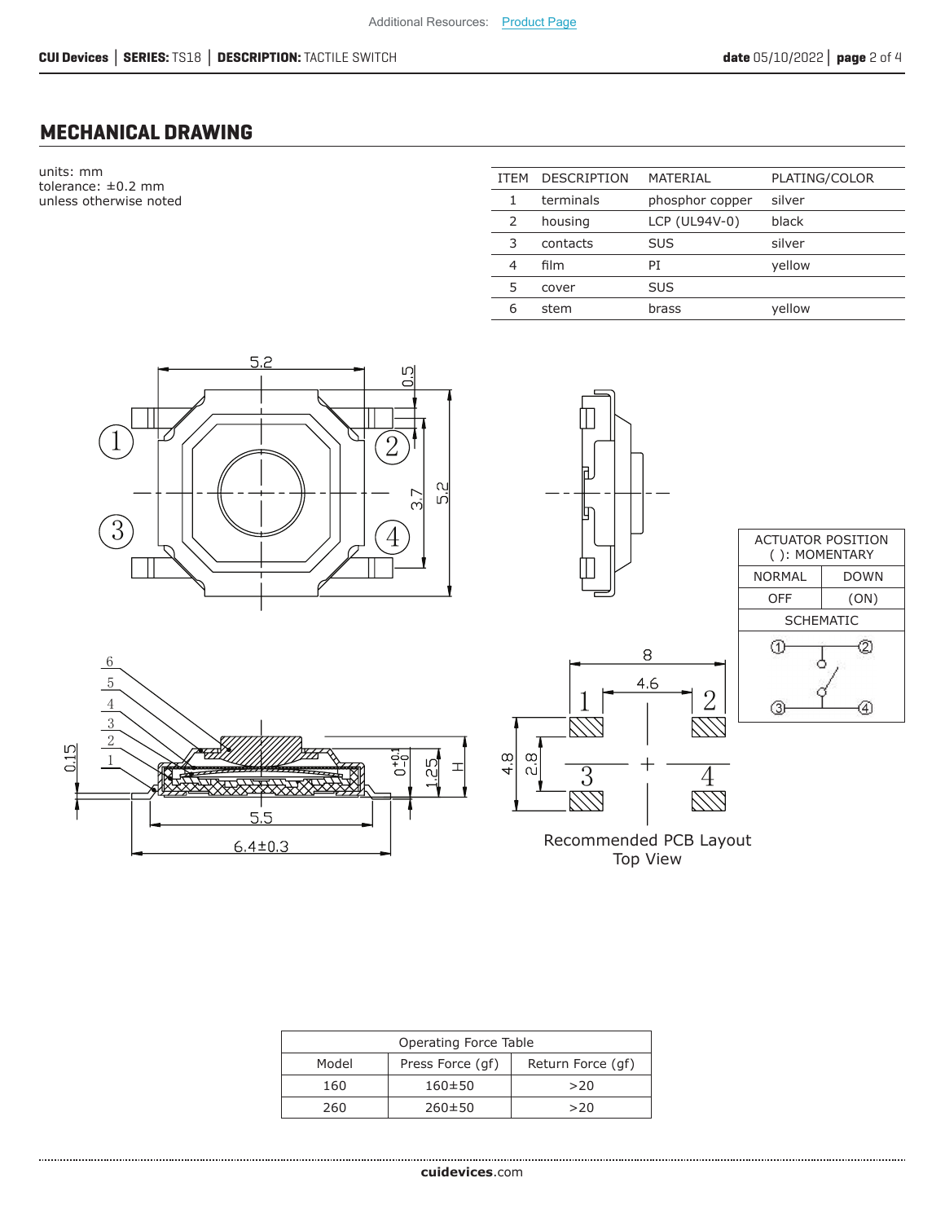## MECHANICAL DRAWING

units: mm
tolerance: ±0.2 mm
unless otherwise noted

| ITEM | DESCRIPTION | MATERIAL | PLATING/COLOR |
|---|---|---|---|
| 1 | terminals | phosphor copper | silver |
| 2 | housing | LCP (UL94V-0) | black |
| 3 | contacts | SUS | silver |
| 4 | film | PI | yellow |
| 5 | cover | SUS | |
| 6 | stem | brass | yellow |

| ACTUATOR POSITION ( ): MOMENTARY | |
|---|---|
| NORMAL | DOWN |
| OFF | (ON) |
| SCHEMATIC | |

Recommended PCB Layout
Top View

| Operating Force Table | | |
|---|---|---|
| Model | Press Force (gf) | Return Force (gf) |
| 160 | 160±50 | >20 |
| 260 | 260±50 | >20 |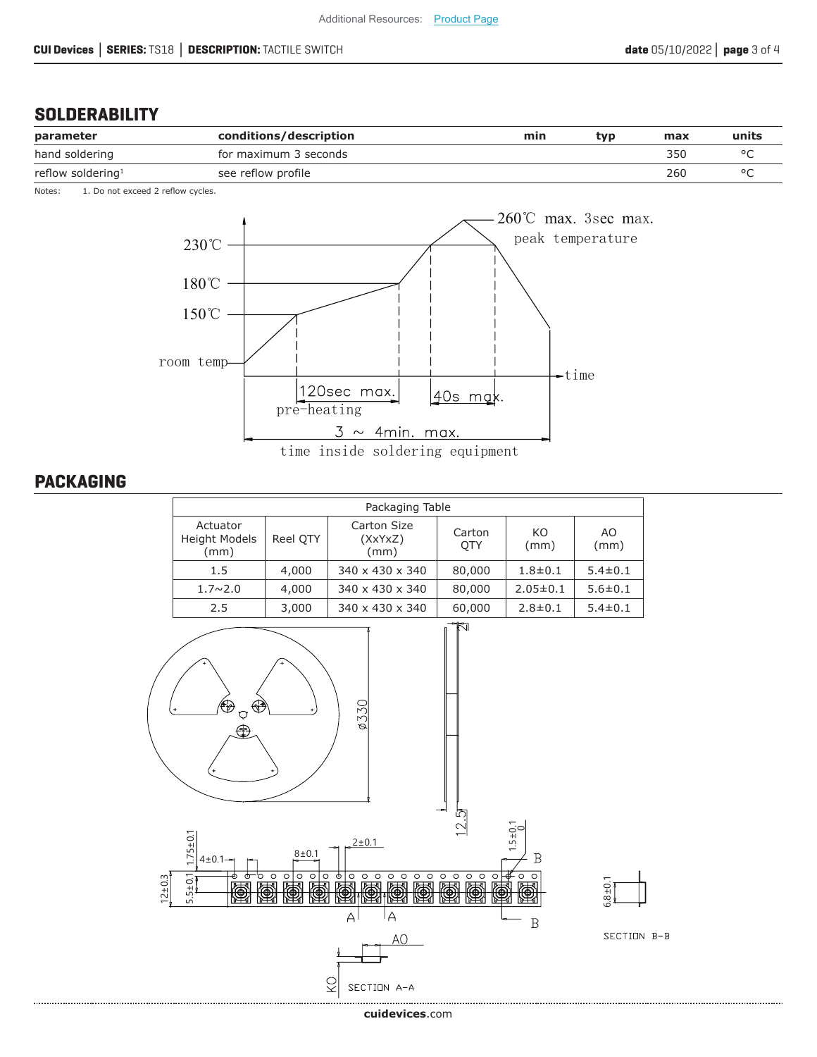## SOLDERABILITY

| parameter | conditions/description | min | typ | max | units |
|---|---|---|---|---|---|
| hand soldering | for maximum 3 seconds | | | 350 | °C |
| reflow soldering[1] | see reflow profile | | | 260 | °C |

Notes: 1. Do not exceed 2 reflow cycles.

## PACKAGING

| Packaging Table | | | | | |
|---|---|---|---|---|---|
| Actuator Height Models (mm) | Reel QTY | Carton Size (XxYxZ) (mm) | Carton QTY | KO (mm) | AO (mm) |
| 1.5 | 4,000 | 340 x 430 x 340 | 80,000 | 1.8±0.1 | 5.4±0.1 |
| 1.7~2.0 | 4,000 | 340 x 430 x 340 | 80,000 | 2.05±0.1 | 5.6±0.1 |
| 2.5 | 3,000 | 340 x 430 x 340 | 60,000 | 2.8±0.1 | 5.4±0.1 |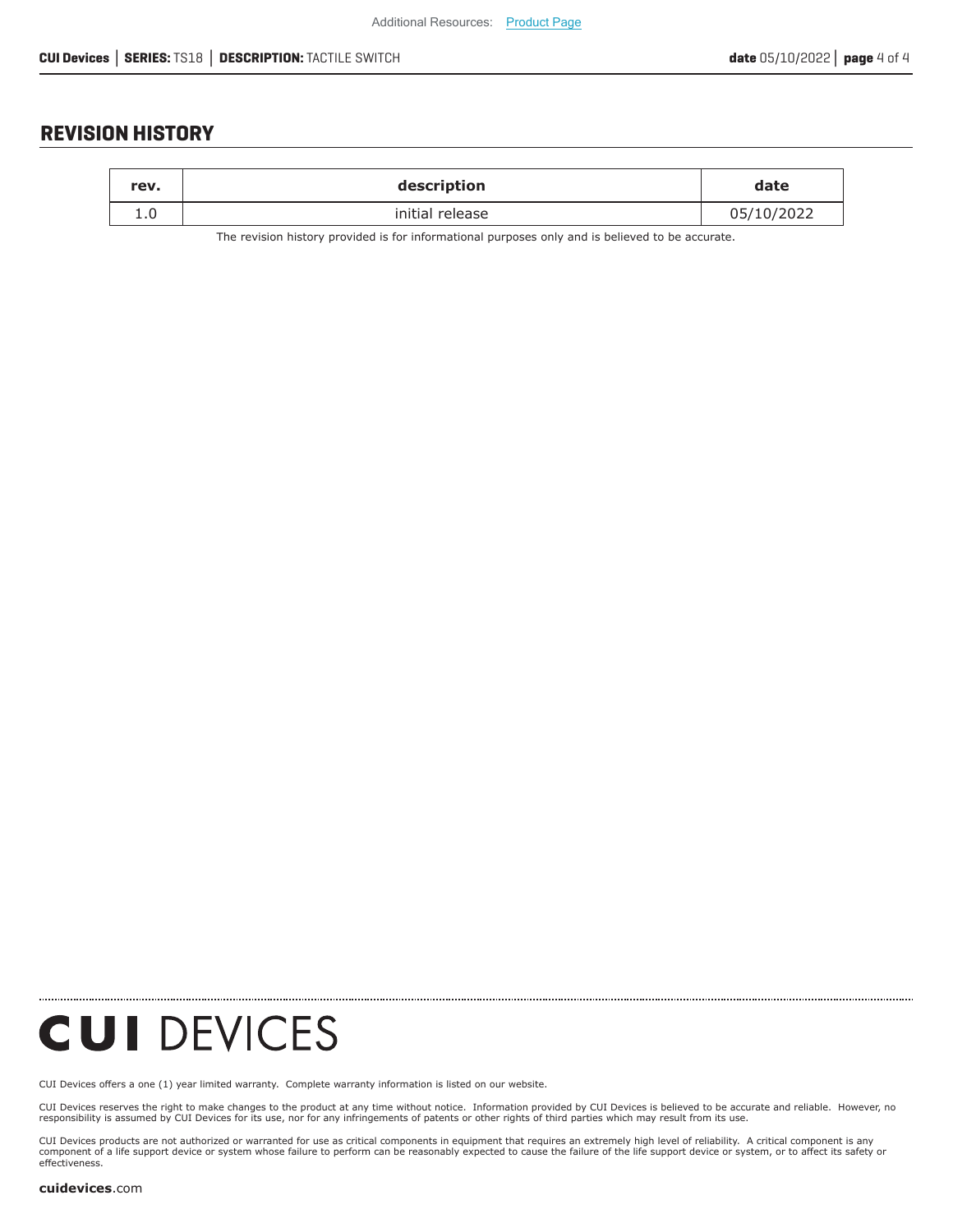## REVISION HISTORY

| rev. | description | date |
|---|---|---|
| 1.0 | initial release | 05/10/2022 |

The revision history provided is for informational purposes only and is believed to be accurate.

CUI DEVICES

CUI Devices offers a one (1) year limited warranty. Complete warranty information is listed on our website.

CUI Devices reserves the right to make changes to the product at any time without notice. Information provided by CUI Devices is believed to be accurate and reliable. However, no responsibility is assumed by CUI Devices for its use, nor for any infringements of patents or other rights of third parties which may result from its use.

CUI Devices products are not authorized or warranted for use as critical components in equipment that requires an extremely high level of reliability. A critical component is any component of a life support device or system whose failure to perform can be reasonably expected to cause the failure of the life support device or system, or to affect its safety or effectiveness.

**cuidevices**.com